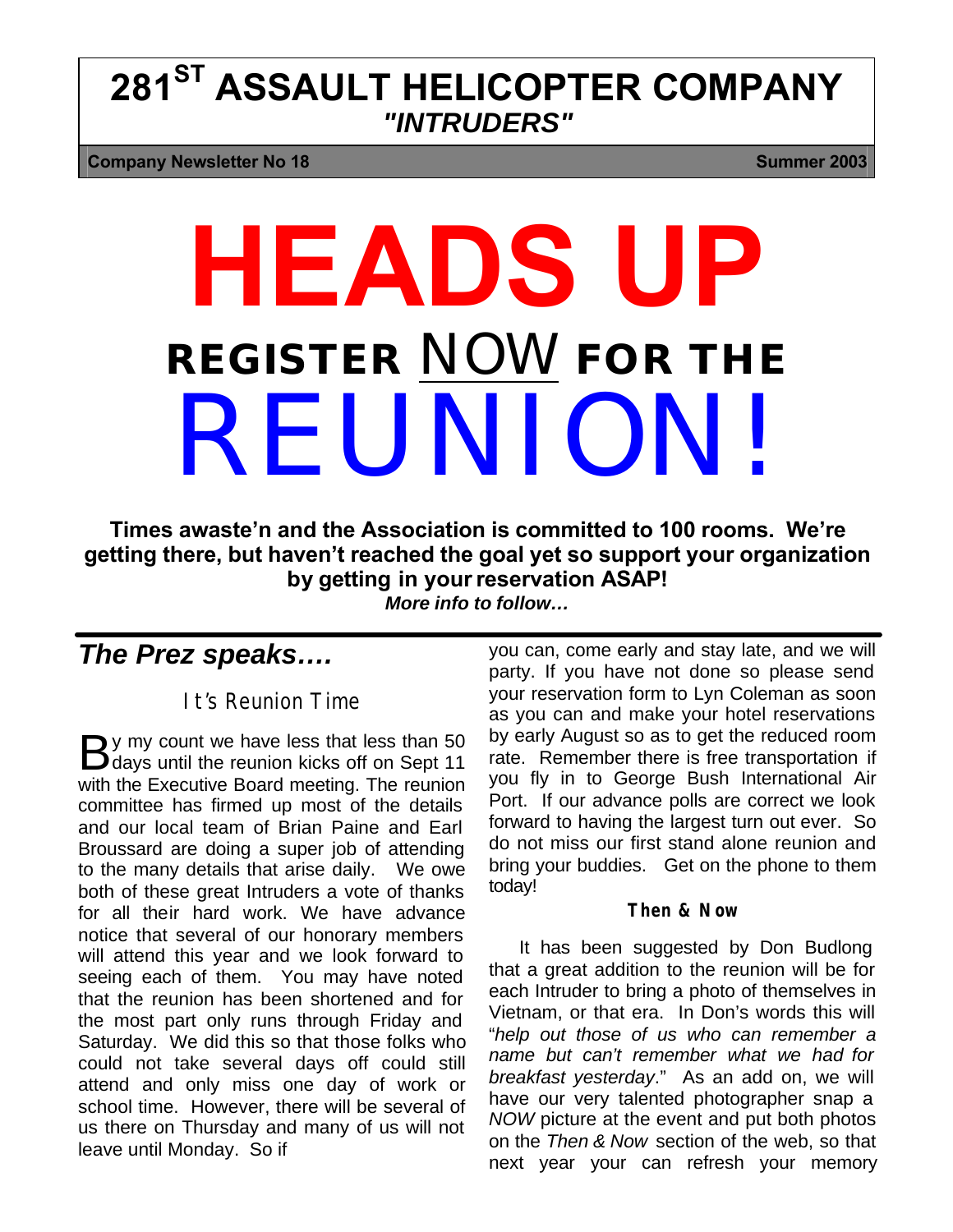# 281[ST] ASSAULT HELICOPTER COMPANY

***"INTRUDERS"***

**Company Newsletter No 18** **Summer 2003**

# HEADS UP

## REGISTER NOW FOR THE

# REUNION!

**Times awaste'n and the Association is committed to 100 rooms. We're getting there, but haven't reached the goal yet so support your organization by getting in your reservation ASAP!**

***More info to follow…***

## *The Prez speaks….*

### It's Reunion Time

By my count we have less that less than 50 days until the reunion kicks off on Sept 11 with the Executive Board meeting. The reunion committee has firmed up most of the details and our local team of Brian Paine and Earl Broussard are doing a super job of attending to the many details that arise daily. We owe both of these great Intruders a vote of thanks for all their hard work. We have advance notice that several of our honorary members will attend this year and we look forward to seeing each of them. You may have noted that the reunion has been shortened and for the most part only runs through Friday and Saturday. We did this so that those folks who could not take several days off could still attend and only miss one day of work or school time. However, there will be several of us there on Thursday and many of us will not leave until Monday. So if you can, come early and stay late, and we will party. If you have not done so please send your reservation form to Lyn Coleman as soon as you can and make your hotel reservations by early August so as to get the reduced room rate. Remember there is free transportation if you fly in to George Bush International Air Port. If our advance polls are correct we look forward to having the largest turn out ever. So do not miss our first stand alone reunion and bring your buddies. Get on the phone to them today!

### Then & Now

It has been suggested by Don Budlong that a great addition to the reunion will be for each Intruder to bring a photo of themselves in Vietnam, or that era. In Don's words this will "*help out those of us who can remember a name but can't remember what we had for breakfast yesterday*." As an add on, we will have our very talented photographer snap a *NOW* picture at the event and put both photos on the *Then & Now* section of the web, so that next year your can refresh your memory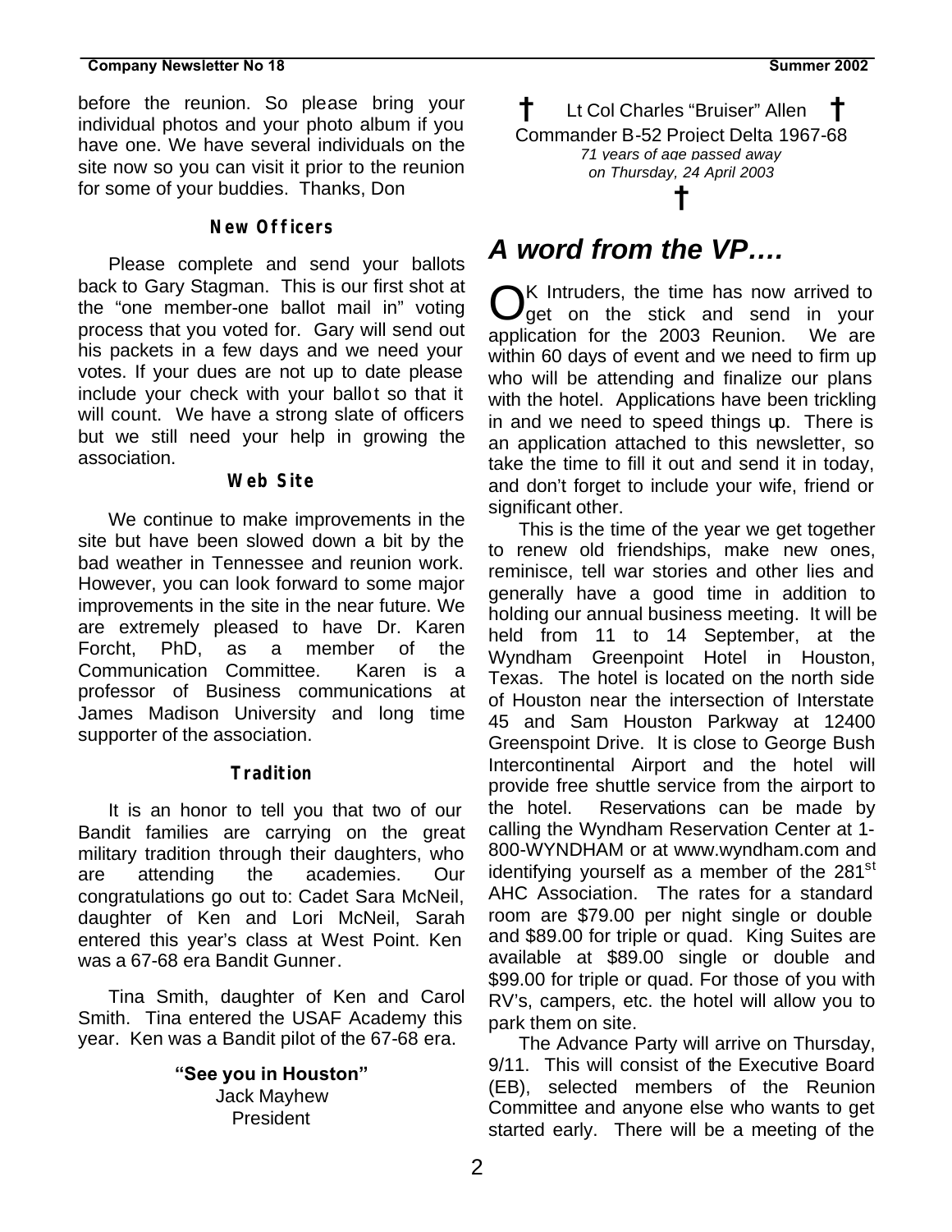before the reunion. So please bring your individual photos and your photo album if you have one. We have several individuals on the site now so you can visit it prior to the reunion for some of your buddies. Thanks, Don

### New Officers

Please complete and send your ballots back to Gary Stagman. This is our first shot at the "one member-one ballot mail in" voting process that you voted for. Gary will send out his packets in a few days and we need your votes. If your dues are not up to date please include your check with your ballot so that it will count. We have a strong slate of officers but we still need your help in growing the association.

### Web Site

We continue to make improvements in the site but have been slowed down a bit by the bad weather in Tennessee and reunion work. However, you can look forward to some major improvements in the site in the near future. We are extremely pleased to have Dr. Karen Forcht, PhD, as a member of the Communication Committee. Karen is a professor of Business communications at James Madison University and long time supporter of the association.

### Tradition

It is an honor to tell you that two of our Bandit families are carrying on the great military tradition through their daughters, who are attending the academies. Our congratulations go out to: Cadet Sara McNeil, daughter of Ken and Lori McNeil, Sarah entered this year's class at West Point. Ken was a 67-68 era Bandit Gunner.

Tina Smith, daughter of Ken and Carol Smith. Tina entered the USAF Academy this year. Ken was a Bandit pilot of the 67-68 era.

**"See you in Houston"**
Jack Mayhew
President

† Lt Col Charles "Bruiser" Allen †
Commander B-52 Project Delta 1967-68
*71 years of age passed away*
*on Thursday, 24 April 2003*
†

## *A word from the VP….*

OK Intruders, the time has now arrived to get on the stick and send in your application for the 2003 Reunion. We are within 60 days of event and we need to firm up who will be attending and finalize our plans with the hotel. Applications have been trickling in and we need to speed things up. There is an application attached to this newsletter, so take the time to fill it out and send it in today, and don't forget to include your wife, friend or significant other.

This is the time of the year we get together to renew old friendships, make new ones, reminisce, tell war stories and other lies and generally have a good time in addition to holding our annual business meeting. It will be held from 11 to 14 September, at the Wyndham Greenpoint Hotel in Houston, Texas. The hotel is located on the north side of Houston near the intersection of Interstate 45 and Sam Houston Parkway at 12400 Greenspoint Drive. It is close to George Bush Intercontinental Airport and the hotel will provide free shuttle service from the airport to the hotel. Reservations can be made by calling the Wyndham Reservation Center at 1-800-WYNDHAM or at www.wyndham.com and identifying yourself as a member of the 281st AHC Association. The rates for a standard room are $79.00 per night single or double and $89.00 for triple or quad. King Suites are available at $89.00 single or double and $99.00 for triple or quad. For those of you with RV's, campers, etc. the hotel will allow you to park them on site.

The Advance Party will arrive on Thursday, 9/11. This will consist of the Executive Board (EB), selected members of the Reunion Committee and anyone else who wants to get started early. There will be a meeting of the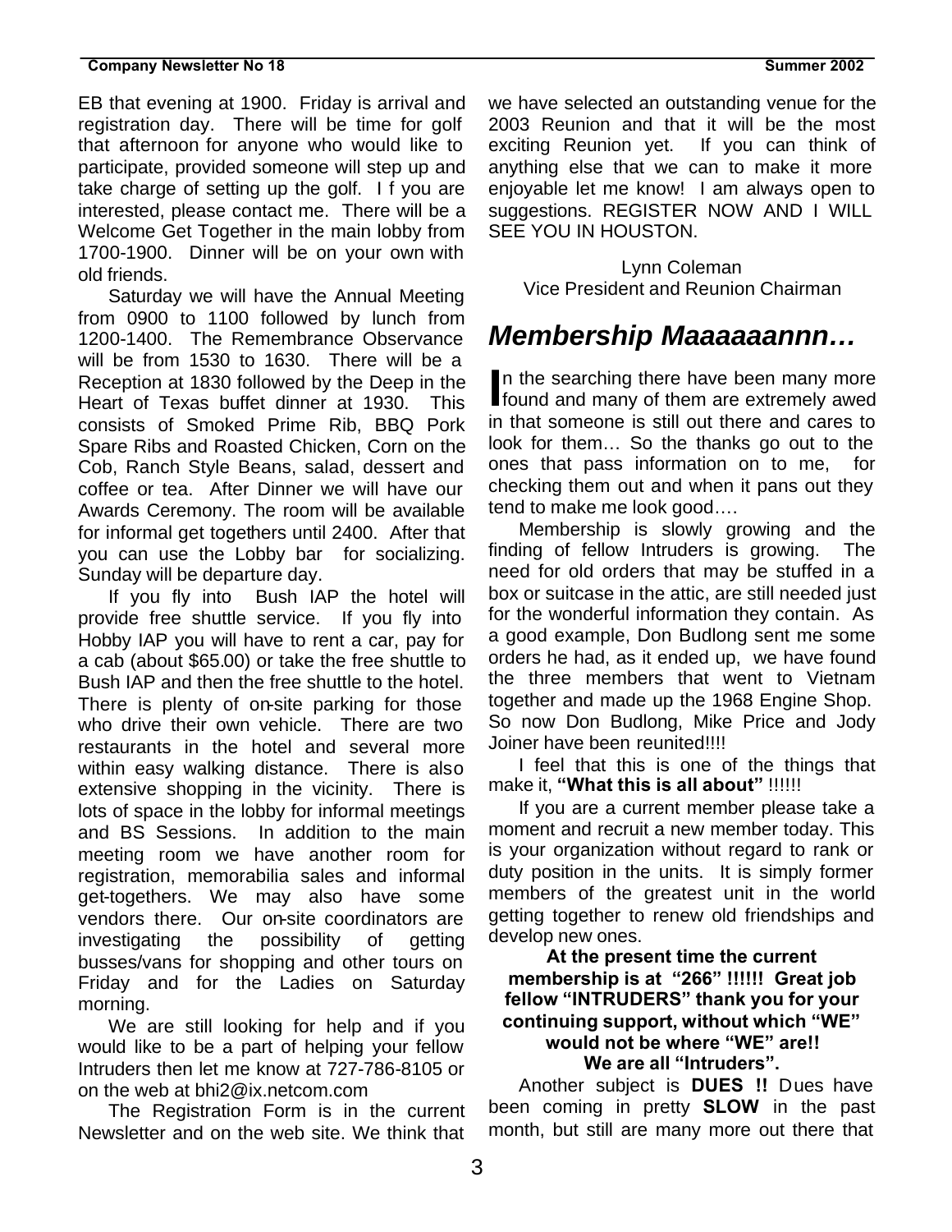EB that evening at 1900. Friday is arrival and registration day. There will be time for golf that afternoon for anyone who would like to participate, provided someone will step up and take charge of setting up the golf. I f you are interested, please contact me. There will be a Welcome Get Together in the main lobby from 1700-1900. Dinner will be on your own with old friends.

Saturday we will have the Annual Meeting from 0900 to 1100 followed by lunch from 1200-1400. The Remembrance Observance will be from 1530 to 1630. There will be a Reception at 1830 followed by the Deep in the Heart of Texas buffet dinner at 1930. This consists of Smoked Prime Rib, BBQ Pork Spare Ribs and Roasted Chicken, Corn on the Cob, Ranch Style Beans, salad, dessert and coffee or tea. After Dinner we will have our Awards Ceremony. The room will be available for informal get togethers until 2400. After that you can use the Lobby bar for socializing. Sunday will be departure day.

If you fly into Bush IAP the hotel will provide free shuttle service. If you fly into Hobby IAP you will have to rent a car, pay for a cab (about $65.00) or take the free shuttle to Bush IAP and then the free shuttle to the hotel. There is plenty of on-site parking for those who drive their own vehicle. There are two restaurants in the hotel and several more within easy walking distance. There is also extensive shopping in the vicinity. There is lots of space in the lobby for informal meetings and BS Sessions. In addition to the main meeting room we have another room for registration, memorabilia sales and informal get-togethers. We may also have some vendors there. Our on-site coordinators are investigating the possibility of getting busses/vans for shopping and other tours on Friday and for the Ladies on Saturday morning.

We are still looking for help and if you would like to be a part of helping your fellow Intruders then let me know at 727-786-8105 or on the web at bhi2@ix.netcom.com

The Registration Form is in the current Newsletter and on the web site. We think that we have selected an outstanding venue for the 2003 Reunion and that it will be the most exciting Reunion yet. If you can think of anything else that we can to make it more enjoyable let me know! I am always open to suggestions. REGISTER NOW AND I WILL SEE YOU IN HOUSTON.

Lynn Coleman
Vice President and Reunion Chairman

## *Membership Maaaaaannn…*

In the searching there have been many more found and many of them are extremely awed in that someone is still out there and cares to look for them… So the thanks go out to the ones that pass information on to me, for checking them out and when it pans out they tend to make me look good….

Membership is slowly growing and the finding of fellow Intruders is growing. The need for old orders that may be stuffed in a box or suitcase in the attic, are still needed just for the wonderful information they contain. As a good example, Don Budlong sent me some orders he had, as it ended up, we have found the three members that went to Vietnam together and made up the 1968 Engine Shop. So now Don Budlong, Mike Price and Jody Joiner have been reunited!!!!

I feel that this is one of the things that make it, **"What this is all about"** !!!!!!

If you are a current member please take a moment and recruit a new member today. This is your organization without regard to rank or duty position in the units. It is simply former members of the greatest unit in the world getting together to renew old friendships and develop new ones.

**At the present time the current membership is at "266" !!!!!! Great job fellow "INTRUDERS" thank you for your continuing support, without which "WE" would not be where "WE" are!! We are all "Intruders".**

Another subject is **DUES !!** Dues have been coming in pretty **SLOW** in the past month, but still are many more out there that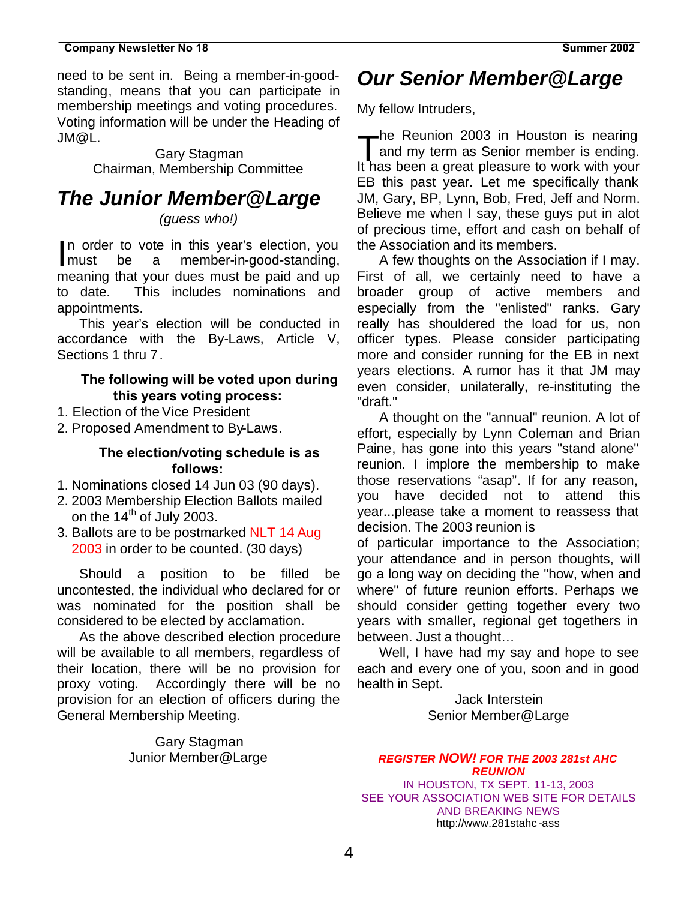need to be sent in. Being a member-in-good-standing, means that you can participate in membership meetings and voting procedures. Voting information will be under the Heading of JM@L.

Gary Stagman
Chairman, Membership Committee

## *The Junior Member@Large*

*(guess who!)*

In order to vote in this year's election, you must be a member-in-good-standing, meaning that your dues must be paid and up to date. This includes nominations and appointments.

This year's election will be conducted in accordance with the By-Laws, Article V, Sections 1 thru 7.

**The following will be voted upon during this years voting process:**

1. Election of the Vice President
2. Proposed Amendment to By-Laws.

**The election/voting schedule is as follows:**

1. Nominations closed 14 Jun 03 (90 days).
2. 2003 Membership Election Ballots mailed on the 14th of July 2003.
3. Ballots are to be postmarked NLT 14 Aug 2003 in order to be counted. (30 days)

Should a position to be filled be uncontested, the individual who declared for or was nominated for the position shall be considered to be elected by acclamation.

As the above described election procedure will be available to all members, regardless of their location, there will be no provision for proxy voting. Accordingly there will be no provision for an election of officers during the General Membership Meeting.

Gary Stagman
Junior Member@Large

## *Our Senior Member@Large*

My fellow Intruders,

The Reunion 2003 in Houston is nearing and my term as Senior member is ending. It has been a great pleasure to work with your EB this past year. Let me specifically thank JM, Gary, BP, Lynn, Bob, Fred, Jeff and Norm. Believe me when I say, these guys put in alot of precious time, effort and cash on behalf of the Association and its members.

A few thoughts on the Association if I may. First of all, we certainly need to have a broader group of active members and especially from the "enlisted" ranks. Gary really has shouldered the load for us, non officer types. Please consider participating more and consider running for the EB in next years elections. A rumor has it that JM may even consider, unilaterally, re-instituting the "draft."

A thought on the "annual" reunion. A lot of effort, especially by Lynn Coleman and Brian Paine, has gone into this years "stand alone" reunion. I implore the membership to make those reservations "asap". If for any reason, you have decided not to attend this year...please take a moment to reassess that decision. The 2003 reunion is of particular importance to the Association; your attendance and in person thoughts, will go a long way on deciding the "how, when and where" of future reunion efforts. Perhaps we should consider getting together every two years with smaller, regional get togethers in between. Just a thought…

Well, I have had my say and hope to see each and every one of you, soon and in good health in Sept.

Jack Interstein
Senior Member@Large

***REGISTER NOW! FOR THE 2003 281st AHC REUNION***

IN HOUSTON, TX SEPT. 11-13, 2003
SEE YOUR ASSOCIATION WEB SITE FOR DETAILS AND BREAKING NEWS
http://www.281stahc-ass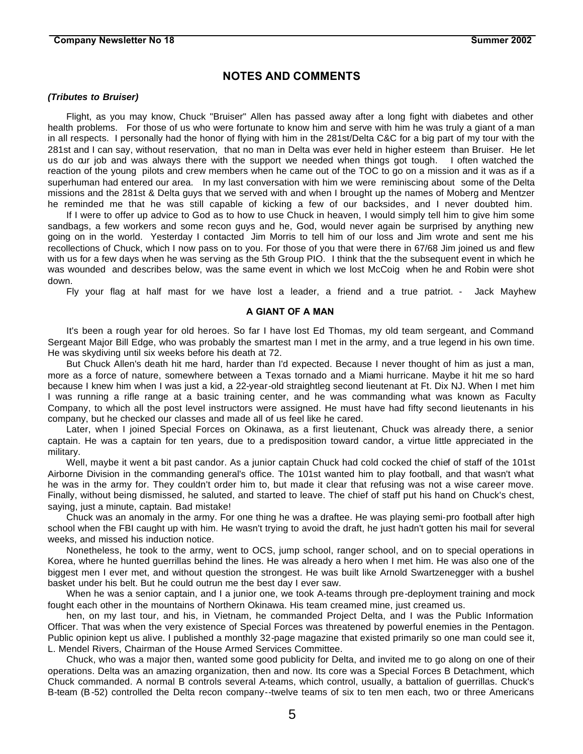## NOTES AND COMMENTS

***(Tributes to Bruiser)***

Flight, as you may know, Chuck "Bruiser" Allen has passed away after a long fight with diabetes and other health problems. For those of us who were fortunate to know him and serve with him he was truly a giant of a man in all respects. I personally had the honor of flying with him in the 281st/Delta C&C for a big part of my tour with the 281st and I can say, without reservation, that no man in Delta was ever held in higher esteem than Bruiser. He let us do our job and was always there with the support we needed when things got tough. I often watched the reaction of the young pilots and crew members when he came out of the TOC to go on a mission and it was as if a superhuman had entered our area. In my last conversation with him we were reminiscing about some of the Delta missions and the 281st & Delta guys that we served with and when I brought up the names of Moberg and Mentzer he reminded me that he was still capable of kicking a few of our backsides, and I never doubted him.

If I were to offer up advice to God as to how to use Chuck in heaven, I would simply tell him to give him some sandbags, a few workers and some recon guys and he, God, would never again be surprised by anything new going on in the world. Yesterday I contacted Jim Morris to tell him of our loss and Jim wrote and sent me his recollections of Chuck, which I now pass on to you. For those of you that were there in 67/68 Jim joined us and flew with us for a few days when he was serving as the 5th Group PIO. I think that the the subsequent event in which he was wounded and describes below, was the same event in which we lost McCoig when he and Robin were shot down.

Fly your flag at half mast for we have lost a leader, a friend and a true patriot. - Jack Mayhew

### A GIANT OF A MAN

It's been a rough year for old heroes. So far I have lost Ed Thomas, my old team sergeant, and Command Sergeant Major Bill Edge, who was probably the smartest man I met in the army, and a true legend in his own time. He was skydiving until six weeks before his death at 72.

But Chuck Allen's death hit me hard, harder than I'd expected. Because I never thought of him as just a man, more as a force of nature, somewhere between a Texas tornado and a Miami hurricane. Maybe it hit me so hard because I knew him when I was just a kid, a 22-year-old straightleg second lieutenant at Ft. Dix NJ. When I met him I was running a rifle range at a basic training center, and he was commanding what was known as Faculty Company, to which all the post level instructors were assigned. He must have had fifty second lieutenants in his company, but he checked our classes and made all of us feel like he cared.

Later, when I joined Special Forces on Okinawa, as a first lieutenant, Chuck was already there, a senior captain. He was a captain for ten years, due to a predisposition toward candor, a virtue little appreciated in the military.

Well, maybe it went a bit past candor. As a junior captain Chuck had cold cocked the chief of staff of the 101st Airborne Division in the commanding general's office. The 101st wanted him to play football, and that wasn't what he was in the army for. They couldn't order him to, but made it clear that refusing was not a wise career move. Finally, without being dismissed, he saluted, and started to leave. The chief of staff put his hand on Chuck's chest, saying, just a minute, captain. Bad mistake!

Chuck was an anomaly in the army. For one thing he was a draftee. He was playing semi-pro football after high school when the FBI caught up with him. He wasn't trying to avoid the draft, he just hadn't gotten his mail for several weeks, and missed his induction notice.

Nonetheless, he took to the army, went to OCS, jump school, ranger school, and on to special operations in Korea, where he hunted guerrillas behind the lines. He was already a hero when I met him. He was also one of the biggest men I ever met, and without question the strongest. He was built like Arnold Swartzenegger with a bushel basket under his belt. But he could outrun me the best day I ever saw.

When he was a senior captain, and I a junior one, we took A-teams through pre-deployment training and mock fought each other in the mountains of Northern Okinawa. His team creamed mine, just creamed us.

hen, on my last tour, and his, in Vietnam, he commanded Project Delta, and I was the Public Information Officer. That was when the very existence of Special Forces was threatened by powerful enemies in the Pentagon. Public opinion kept us alive. I published a monthly 32-page magazine that existed primarily so one man could see it, L. Mendel Rivers, Chairman of the House Armed Services Committee.

Chuck, who was a major then, wanted some good publicity for Delta, and invited me to go along on one of their operations. Delta was an amazing organization, then and now. Its core was a Special Forces B Detachment, which Chuck commanded. A normal B controls several A-teams, which control, usually, a battalion of guerrillas. Chuck's B-team (B-52) controlled the Delta recon company--twelve teams of six to ten men each, two or three Americans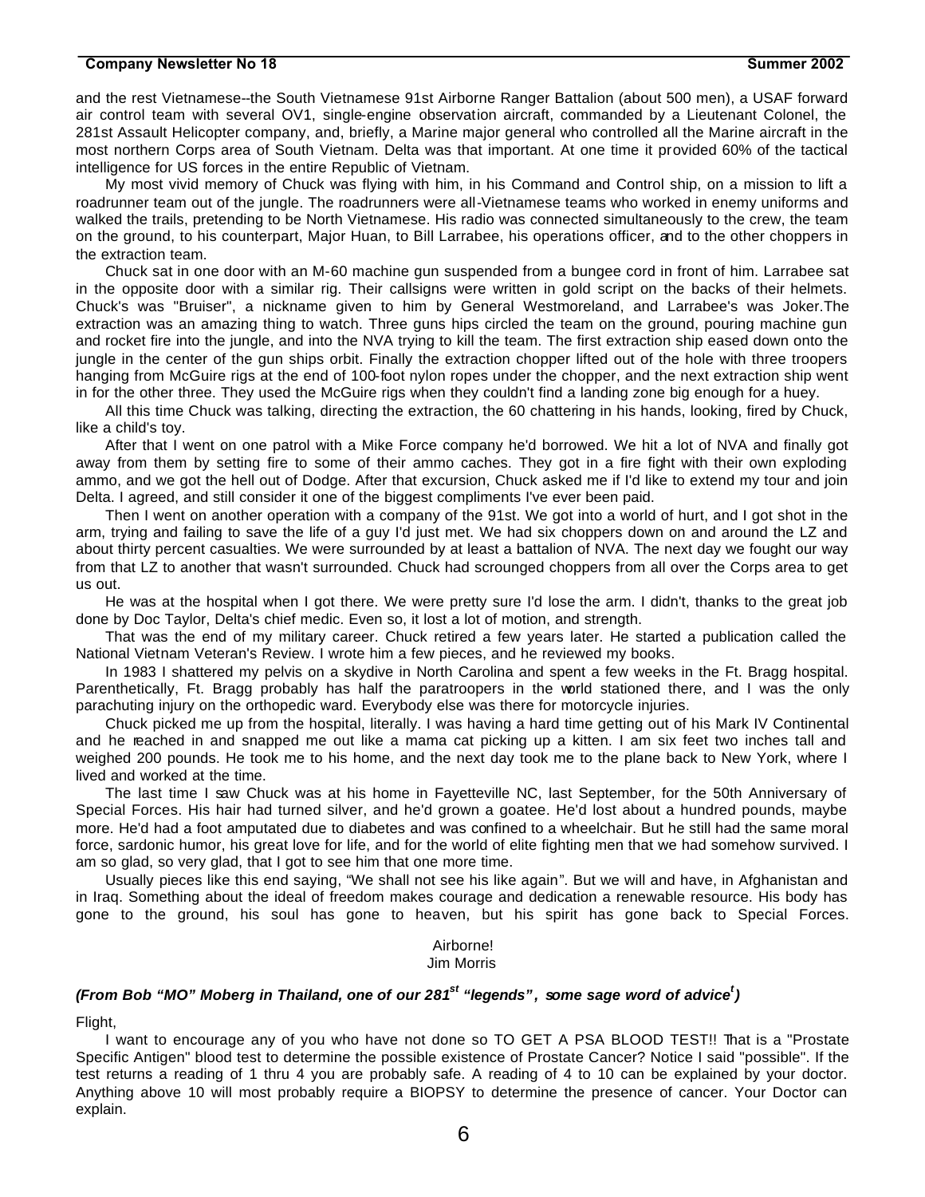and the rest Vietnamese--the South Vietnamese 91st Airborne Ranger Battalion (about 500 men), a USAF forward air control team with several OV1, single-engine observation aircraft, commanded by a Lieutenant Colonel, the 281st Assault Helicopter company, and, briefly, a Marine major general who controlled all the Marine aircraft in the most northern Corps area of South Vietnam. Delta was that important. At one time it provided 60% of the tactical intelligence for US forces in the entire Republic of Vietnam.

My most vivid memory of Chuck was flying with him, in his Command and Control ship, on a mission to lift a roadrunner team out of the jungle. The roadrunners were all-Vietnamese teams who worked in enemy uniforms and walked the trails, pretending to be North Vietnamese. His radio was connected simultaneously to the crew, the team on the ground, to his counterpart, Major Huan, to Bill Larrabee, his operations officer, and to the other choppers in the extraction team.

Chuck sat in one door with an M-60 machine gun suspended from a bungee cord in front of him. Larrabee sat in the opposite door with a similar rig. Their callsigns were written in gold script on the backs of their helmets. Chuck's was "Bruiser", a nickname given to him by General Westmoreland, and Larrabee's was Joker.The extraction was an amazing thing to watch. Three guns hips circled the team on the ground, pouring machine gun and rocket fire into the jungle, and into the NVA trying to kill the team. The first extraction ship eased down onto the jungle in the center of the gun ships orbit. Finally the extraction chopper lifted out of the hole with three troopers hanging from McGuire rigs at the end of 100-foot nylon ropes under the chopper, and the next extraction ship went in for the other three. They used the McGuire rigs when they couldn't find a landing zone big enough for a huey.

All this time Chuck was talking, directing the extraction, the 60 chattering in his hands, looking, fired by Chuck, like a child's toy.

After that I went on one patrol with a Mike Force company he'd borrowed. We hit a lot of NVA and finally got away from them by setting fire to some of their ammo caches. They got in a fire fight with their own exploding ammo, and we got the hell out of Dodge. After that excursion, Chuck asked me if I'd like to extend my tour and join Delta. I agreed, and still consider it one of the biggest compliments I've ever been paid.

Then I went on another operation with a company of the 91st. We got into a world of hurt, and I got shot in the arm, trying and failing to save the life of a guy I'd just met. We had six choppers down on and around the LZ and about thirty percent casualties. We were surrounded by at least a battalion of NVA. The next day we fought our way from that LZ to another that wasn't surrounded. Chuck had scrounged choppers from all over the Corps area to get us out.

He was at the hospital when I got there. We were pretty sure I'd lose the arm. I didn't, thanks to the great job done by Doc Taylor, Delta's chief medic. Even so, it lost a lot of motion, and strength.

That was the end of my military career. Chuck retired a few years later. He started a publication called the National Vietnam Veteran's Review. I wrote him a few pieces, and he reviewed my books.

In 1983 I shattered my pelvis on a skydive in North Carolina and spent a few weeks in the Ft. Bragg hospital. Parenthetically, Ft. Bragg probably has half the paratroopers in the world stationed there, and I was the only parachuting injury on the orthopedic ward. Everybody else was there for motorcycle injuries.

Chuck picked me up from the hospital, literally. I was having a hard time getting out of his Mark IV Continental and he reached in and snapped me out like a mama cat picking up a kitten. I am six feet two inches tall and weighed 200 pounds. He took me to his home, and the next day took me to the plane back to New York, where I lived and worked at the time.

The last time I saw Chuck was at his home in Fayetteville NC, last September, for the 50th Anniversary of Special Forces. His hair had turned silver, and he'd grown a goatee. He'd lost about a hundred pounds, maybe more. He'd had a foot amputated due to diabetes and was confined to a wheelchair. But he still had the same moral force, sardonic humor, his great love for life, and for the world of elite fighting men that we had somehow survived. I am so glad, so very glad, that I got to see him that one more time.

Usually pieces like this end saying, "We shall not see his like again". But we will and have, in Afghanistan and in Iraq. Something about the ideal of freedom makes courage and dedication a renewable resource. His body has gone to the ground, his soul has gone to heaven, but his spirit has gone back to Special Forces.

Airborne!
Jim Morris

***(From Bob "MO" Moberg in Thailand, one of our 281st "legends", some sage word of advice[t])***

Flight,

I want to encourage any of you who have not done so TO GET A PSA BLOOD TEST!! That is a "Prostate Specific Antigen" blood test to determine the possible existence of Prostate Cancer? Notice I said "possible". If the test returns a reading of 1 thru 4 you are probably safe. A reading of 4 to 10 can be explained by your doctor. Anything above 10 will most probably require a BIOPSY to determine the presence of cancer. Your Doctor can explain.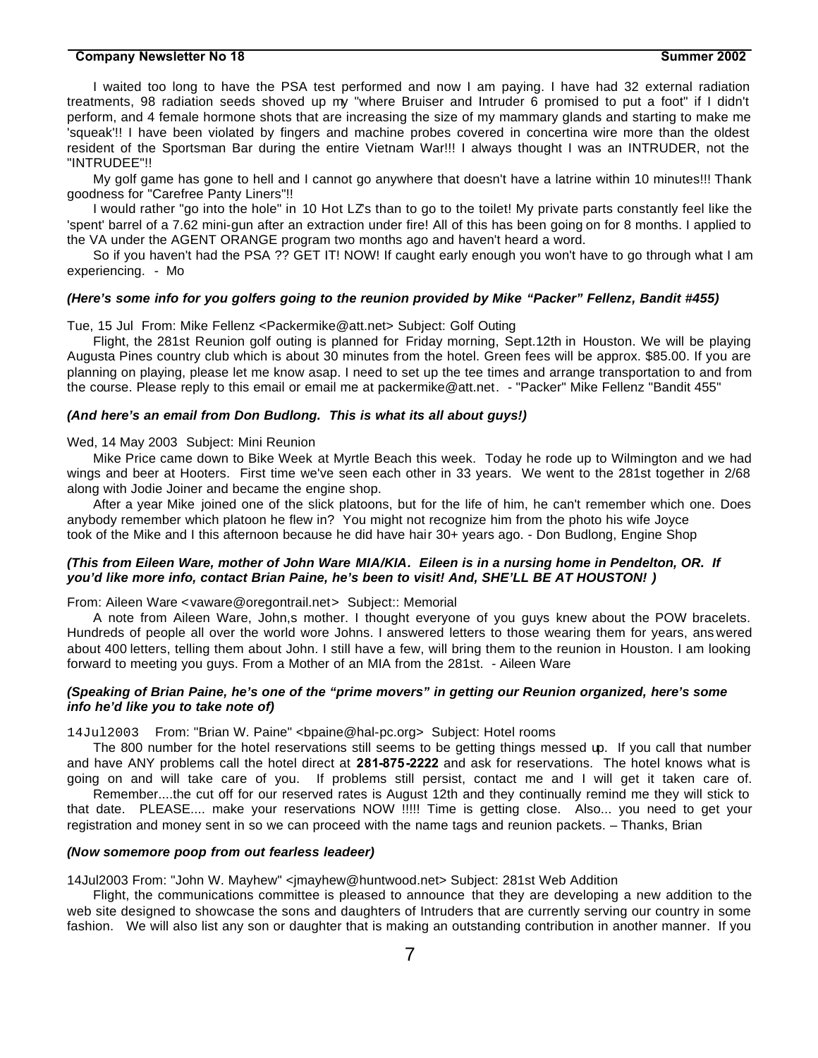I waited too long to have the PSA test performed and now I am paying. I have had 32 external radiation treatments, 98 radiation seeds shoved up my "where Bruiser and Intruder 6 promised to put a foot" if I didn't perform, and 4 female hormone shots that are increasing the size of my mammary glands and starting to make me 'squeak'!! I have been violated by fingers and machine probes covered in concertina wire more than the oldest resident of the Sportsman Bar during the entire Vietnam War!!! I always thought I was an INTRUDER, not the "INTRUDEE"!!

My golf game has gone to hell and I cannot go anywhere that doesn't have a latrine within 10 minutes!!! Thank goodness for "Carefree Panty Liners"!!

I would rather "go into the hole" in 10 Hot LZ's than to go to the toilet! My private parts constantly feel like the 'spent' barrel of a 7.62 mini-gun after an extraction under fire! All of this has been going on for 8 months. I applied to the VA under the AGENT ORANGE program two months ago and haven't heard a word.

So if you haven't had the PSA ?? GET IT! NOW! If caught early enough you won't have to go through what I am experiencing. - Mo

***(Here's some info for you golfers going to the reunion provided by Mike "Packer" Fellenz, Bandit #455)***

Tue, 15 Jul From: Mike Fellenz <Packermike@att.net> Subject: Golf Outing

Flight, the 281st Reunion golf outing is planned for Friday morning, Sept.12th in Houston. We will be playing Augusta Pines country club which is about 30 minutes from the hotel. Green fees will be approx. $85.00. If you are planning on playing, please let me know asap. I need to set up the tee times and arrange transportation to and from the course. Please reply to this email or email me at packermike@att.net. - "Packer" Mike Fellenz "Bandit 455"

***(And here's an email from Don Budlong. This is what its all about guys!)***

Wed, 14 May 2003 Subject: Mini Reunion

Mike Price came down to Bike Week at Myrtle Beach this week. Today he rode up to Wilmington and we had wings and beer at Hooters. First time we've seen each other in 33 years. We went to the 281st together in 2/68 along with Jodie Joiner and became the engine shop.

After a year Mike joined one of the slick platoons, but for the life of him, he can't remember which one. Does anybody remember which platoon he flew in? You might not recognize him from the photo his wife Joyce took of the Mike and I this afternoon because he did have hair 30+ years ago. - Don Budlong, Engine Shop

***(This from Eileen Ware, mother of John Ware MIA/KIA. Eileen is in a nursing home in Pendelton, OR. If you'd like more info, contact Brian Paine, he's been to visit! And, SHE'LL BE AT HOUSTON! )***

From: Aileen Ware <vaware@oregontrail.net> Subject:: Memorial

A note from Aileen Ware, John,s mother. I thought everyone of you guys knew about the POW bracelets. Hundreds of people all over the world wore Johns. I answered letters to those wearing them for years, answered about 400 letters, telling them about John. I still have a few, will bring them to the reunion in Houston. I am looking forward to meeting you guys. From a Mother of an MIA from the 281st. - Aileen Ware

***(Speaking of Brian Paine, he's one of the "prime movers" in getting our Reunion organized, here's some info he'd like you to take note of)***

14Jul2003 From: "Brian W. Paine" <bpaine@hal-pc.org> Subject: Hotel rooms

The 800 number for the hotel reservations still seems to be getting things messed up. If you call that number and have ANY problems call the hotel direct at **281-875-2222** and ask for reservations. The hotel knows what is going on and will take care of you. If problems still persist, contact me and I will get it taken care of.

Remember....the cut off for our reserved rates is August 12th and they continually remind me they will stick to that date. PLEASE.... make your reservations NOW !!!!! Time is getting close. Also... you need to get your registration and money sent in so we can proceed with the name tags and reunion packets. – Thanks, Brian

***(Now somemore poop from out fearless leadeer)***

14Jul2003 From: "John W. Mayhew" <jmayhew@huntwood.net> Subject: 281st Web Addition

Flight, the communications committee is pleased to announce that they are developing a new addition to the web site designed to showcase the sons and daughters of Intruders that are currently serving our country in some fashion. We will also list any son or daughter that is making an outstanding contribution in another manner. If you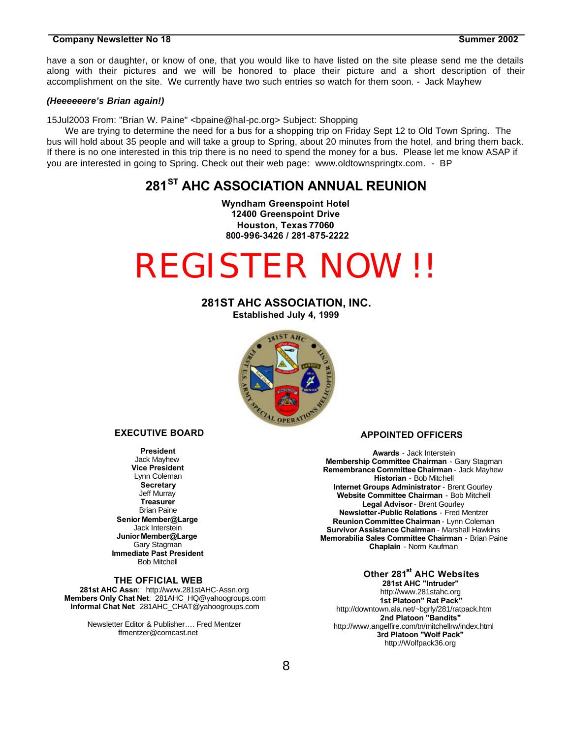have a son or daughter, or know of one, that you would like to have listed on the site please send me the details along with their pictures and we will be honored to place their picture and a short description of their accomplishment on the site. We currently have two such entries so watch for them soon. - Jack Mayhew

***(Heeeeeere's Brian again!)***

15Jul2003 From: "Brian W. Paine" <bpaine@hal-pc.org> Subject: Shopping

We are trying to determine the need for a bus for a shopping trip on Friday Sept 12 to Old Town Spring. The bus will hold about 35 people and will take a group to Spring, about 20 minutes from the hotel, and bring them back. If there is no one interested in this trip there is no need to spend the money for a bus. Please let me know ASAP if you are interested in going to Spring. Check out their web page: www.oldtownspringtx.com. - BP

# 281ST AHC ASSOCIATION ANNUAL REUNION

**Wyndham Greenspoint Hotel**
**12400 Greenspoint Drive**
**Houston, Texas 77060**
**800-996-3426 / 281-875-2222**

# REGISTER NOW !!

## 281ST AHC ASSOCIATION, INC.

**Established July 4, 1999**

### EXECUTIVE BOARD

**President**
Jack Mayhew
**Vice President**
Lynn Coleman
**Secretary**
Jeff Murray
**Treasurer**
Brian Paine
**Senior Member@Large**
Jack Interstein
**Junior Member@Large**
Gary Stagman
**Immediate Past President**
Bob Mitchell

### THE OFFICIAL WEB

**281st AHC Assn**: http://www.281stAHC-Assn.org
**Members Only Chat Net**: 281AHC_HQ@yahoogroups.com
**Informal Chat Net**: 281AHC_CHAT@yahoogroups.com

Newsletter Editor & Publisher…. Fred Mentzer
ffmentzer@comcast.net

### APPOINTED OFFICERS

**Awards** - Jack Interstein
**Membership Committee Chairman** - Gary Stagman
**Remembrance Committee Chairman** - Jack Mayhew
**Historian** - Bob Mitchell
**Internet Groups Administrator** - Brent Gourley
**Website Committee Chairman** - Bob Mitchell
**Legal Advisor** - Brent Gourley
**Newsletter-Public Relations** - Fred Mentzer
**Reunion Committee Chairman** - Lynn Coleman
**Survivor Assistance Chairman** - Marshall Hawkins
**Memorabilia Sales Committee Chairman** - Brian Paine
**Chaplain** - Norm Kaufman

### Other 281st AHC Websites

**281st AHC "Intruder"**
http://www.281stahc.org
**1st Platoon" Rat Pack"**
http://downtown.ala.net/~bgrly/281/ratpack.htm
**2nd Platoon "Bandits"**
http://www.angelfire.com/tn/mitchellrw/index.html
**3rd Platoon "Wolf Pack"**
http://Wolfpack36.org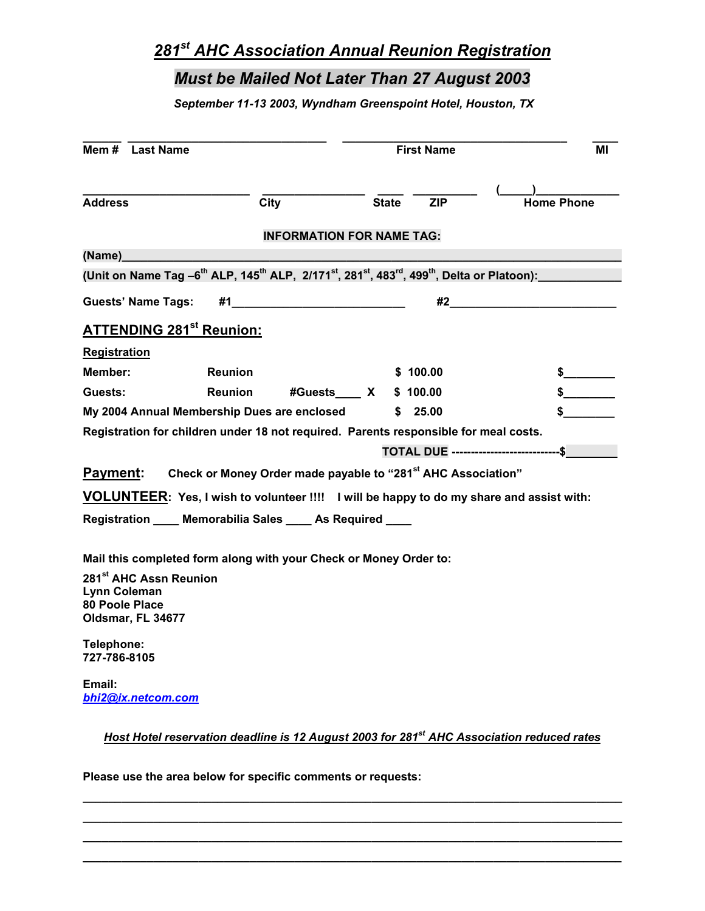# *281st AHC Association Annual Reunion Registration*

## *Must be Mailed Not Later Than 27 August 2003*

***September 11-13 2003, Wyndham Greenspoint Hotel, Houston, TX***

| | | | |
|---|---|---|---|
| ______ | ______________________________ | ______________________________ | ____ |
| **Mem #** | **Last Name** | **First Name** | **MI** |

| | | | | |
|---|---|---|---|---|
| ________________________ | ______________ | ____ | _________ | (_____)____________ |
| **Address** | **City** | **State** | **ZIP** | **Home Phone** |

**INFORMATION FOR NAME TAG:**

**(Name)**_______________________________________________________________

**(Unit on Name Tag –6th ALP, 145th ALP, 2/171st, 281st, 483rd, 499th, Delta or Platoon):**____________

**Guests' Name Tags:** **#1**__________________________ **#2**__________________________

## ATTENDING 281st Reunion:

**Registration**

| | | | | |
|---|---|---|---|---|
| **Member:** | **Reunion** | | **$ 100.00** | **$**________ |
| **Guests:** | **Reunion** | **#Guests____ X** | **$ 100.00** | **$**________ |
| **My 2004 Annual Membership Dues are enclosed** | | | **$ 25.00** | **$**________ |

**Registration for children under 18 not required. Parents responsible for meal costs.**

**TOTAL DUE ----------------------------$**________

**Payment:** **Check or Money Order made payable to "281st AHC Association"**

**VOLUNTEER:** **Yes, I wish to volunteer !!!! I will be happy to do my share and assist with:**

**Registration ____ Memorabilia Sales ____ As Required ____**

**Mail this completed form along with your Check or Money Order to:**

**281st AHC Assn Reunion**
**Lynn Coleman**
**80 Poole Place**
**Oldsmar, FL 34677**

**Telephone:**
**727-786-8105**

**Email:**
***bhi2@ix.netcom.com***

***Host Hotel reservation deadline is 12 August 2003 for 281st AHC Association reduced rates***

**Please use the area below for specific comments or requests:**

_______________________________________________________________________________

_______________________________________________________________________________

_______________________________________________________________________________

_______________________________________________________________________________